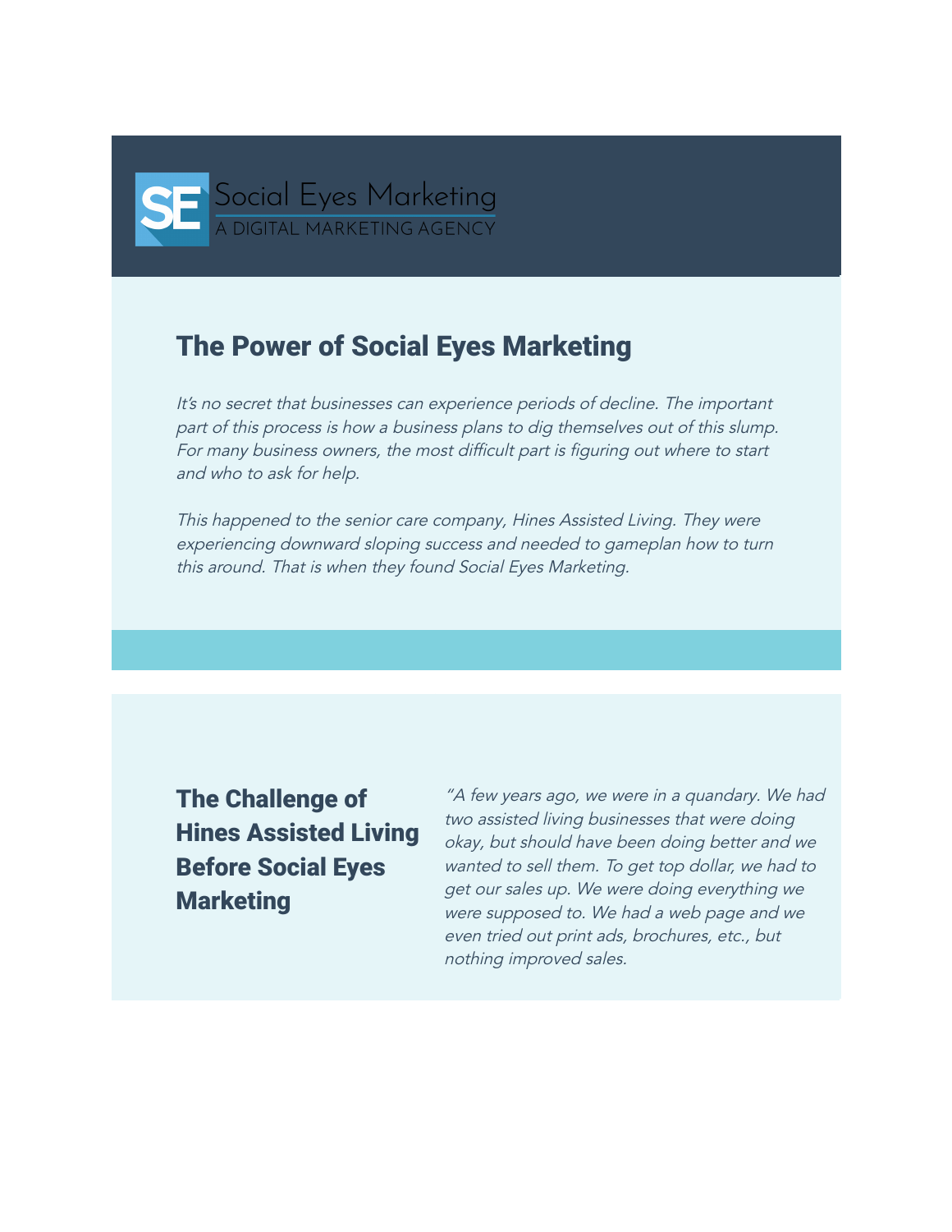Social Eyes Marketing
A DIGITAL MARKETING AGENCY

## The Power of Social Eyes Marketing

*It's no secret that businesses can experience periods of decline. The important part of this process is how a business plans to dig themselves out of this slump. For many business owners, the most difficult part is figuring out where to start and who to ask for help.*

*This happened to the senior care company, Hines Assisted Living. They were experiencing downward sloping success and needed to gameplan how to turn this around. That is when they found Social Eyes Marketing.*

## The Challenge of Hines Assisted Living Before Social Eyes Marketing

*"A few years ago, we were in a quandary. We had two assisted living businesses that were doing okay, but should have been doing better and we wanted to sell them. To get top dollar, we had to get our sales up. We were doing everything we were supposed to. We had a web page and we even tried out print ads, brochures, etc., but nothing improved sales.*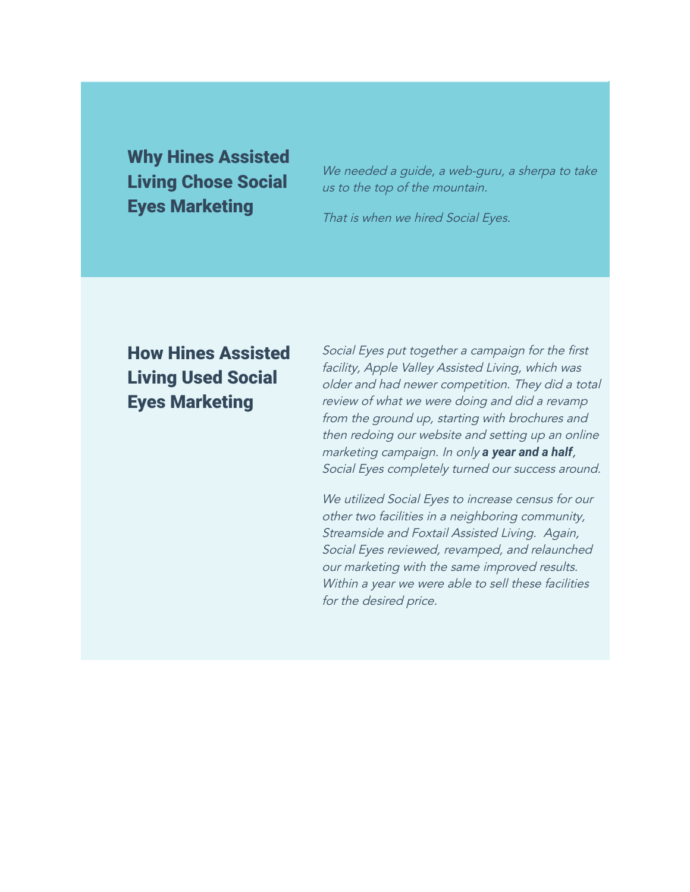## Why Hines Assisted Living Chose Social Eyes Marketing

*We needed a guide, a web-guru, a sherpa to take us to the top of the mountain.*

*That is when we hired Social Eyes.*

## How Hines Assisted Living Used Social Eyes Marketing

*Social Eyes put together a campaign for the first facility, Apple Valley Assisted Living, which was older and had newer competition. They did a total review of what we were doing and did a revamp from the ground up, starting with brochures and then redoing our website and setting up an online marketing campaign. In only* ***a year and a half****, Social Eyes completely turned our success around.*

*We utilized Social Eyes to increase census for our other two facilities in a neighboring community, Streamside and Foxtail Assisted Living. Again, Social Eyes reviewed, revamped, and relaunched our marketing with the same improved results. Within a year we were able to sell these facilities for the desired price.*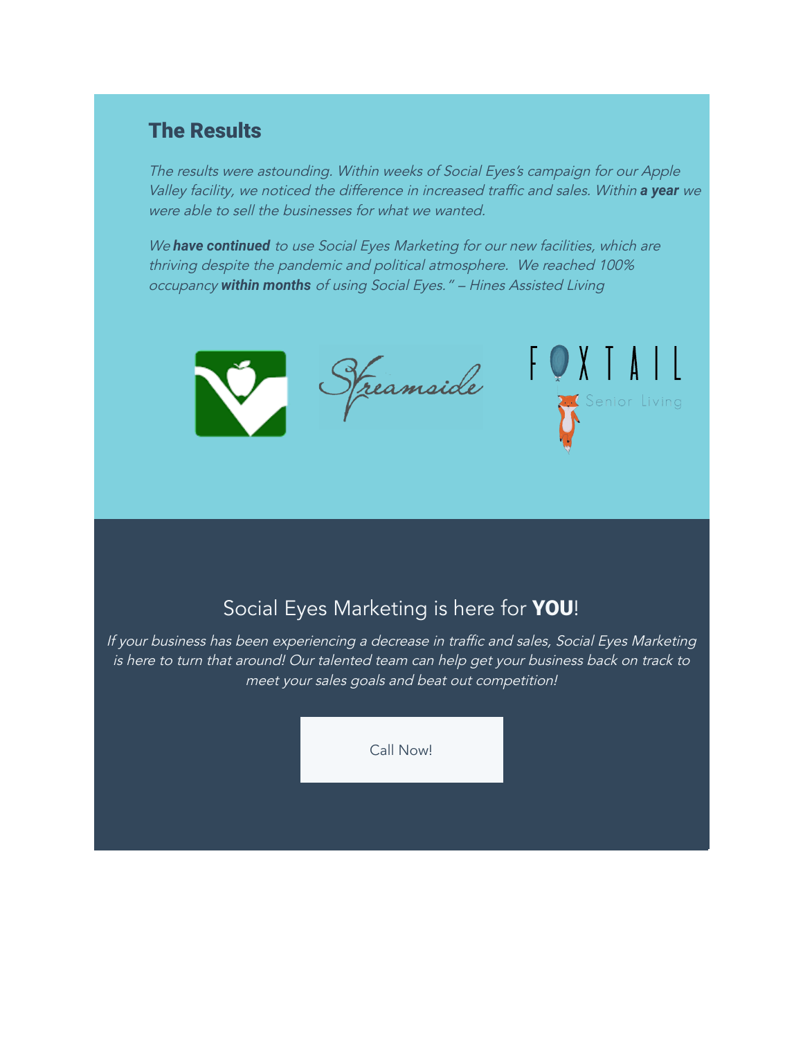## The Results

*The results were astounding. Within weeks of Social Eyes's campaign for our Apple Valley facility, we noticed the difference in increased traffic and sales. Within* ***a year*** *we were able to sell the businesses for what we wanted.*

*We* ***have continued*** *to use Social Eyes Marketing for our new facilities, which are thriving despite the pandemic and political atmosphere. We reached 100% occupancy* ***within months*** *of using Social Eyes." – Hines Assisted Living*

Streamside

FOXTAIL Senior Living

Social Eyes Marketing is here for **YOU**!

*If your business has been experiencing a decrease in traffic and sales, Social Eyes Marketing is here to turn that around! Our talented team can help get your business back on track to meet your sales goals and beat out competition!*

Call Now!